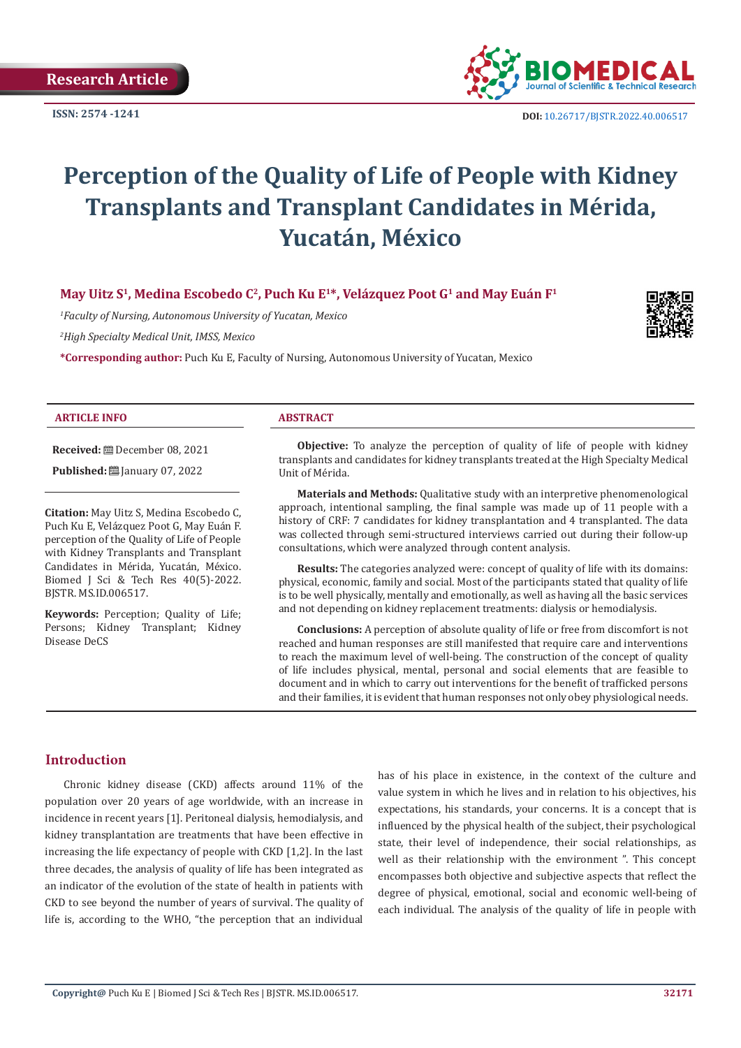Research Article

ISSN: 2574 -1241

DOI: 10.26717/BJSTR.2022.40.006517

# Perception of the Quality of Life of People with Kidney Transplants and Transplant Candidates in Mérida, Yucatán, México

**May Uitz S[1], Medina Escobedo C[2], Puch Ku E[1]*, Velázquez Poot G[1] and May Euán F[1]**

*[1]Faculty of Nursing, Autonomous University of Yucatan, Mexico*

*[2]High Specialty Medical Unit, IMSS, Mexico*

***Corresponding author:** Puch Ku E, Faculty of Nursing, Autonomous University of Yucatan, Mexico

## ARTICLE INFO

**Received:** December 08, 2021

**Published:** January 07, 2022

**Citation:** May Uitz S, Medina Escobedo C, Puch Ku E, Velázquez Poot G, May Euán F. perception of the Quality of Life of People with Kidney Transplants and Transplant Candidates in Mérida, Yucatán, México. Biomed J Sci & Tech Res 40(5)-2022. BJSTR. MS.ID.006517.

**Keywords:** Perception; Quality of Life; Persons; Kidney Transplant; Kidney Disease DeCS

## ABSTRACT

**Objective:** To analyze the perception of quality of life of people with kidney transplants and candidates for kidney transplants treated at the High Specialty Medical Unit of Mérida.

**Materials and Methods:** Qualitative study with an interpretive phenomenological approach, intentional sampling, the final sample was made up of 11 people with a history of CRF: 7 candidates for kidney transplantation and 4 transplanted. The data was collected through semi-structured interviews carried out during their follow-up consultations, which were analyzed through content analysis.

**Results:** The categories analyzed were: concept of quality of life with its domains: physical, economic, family and social. Most of the participants stated that quality of life is to be well physically, mentally and emotionally, as well as having all the basic services and not depending on kidney replacement treatments: dialysis or hemodialysis.

**Conclusions:** A perception of absolute quality of life or free from discomfort is not reached and human responses are still manifested that require care and interventions to reach the maximum level of well-being. The construction of the concept of quality of life includes physical, mental, personal and social elements that are feasible to document and in which to carry out interventions for the benefit of trafficked persons and their families, it is evident that human responses not only obey physiological needs.

## Introduction

Chronic kidney disease (CKD) affects around 11% of the population over 20 years of age worldwide, with an increase in incidence in recent years [1]. Peritoneal dialysis, hemodialysis, and kidney transplantation are treatments that have been effective in increasing the life expectancy of people with CKD [1,2]. In the last three decades, the analysis of quality of life has been integrated as an indicator of the evolution of the state of health in patients with CKD to see beyond the number of years of survival. The quality of life is, according to the WHO, "the perception that an individual has of his place in existence, in the context of the culture and value system in which he lives and in relation to his objectives, his expectations, his standards, your concerns. It is a concept that is influenced by the physical health of the subject, their psychological state, their level of independence, their social relationships, as well as their relationship with the environment ". This concept encompasses both objective and subjective aspects that reflect the degree of physical, emotional, social and economic well-being of each individual. The analysis of the quality of life in people with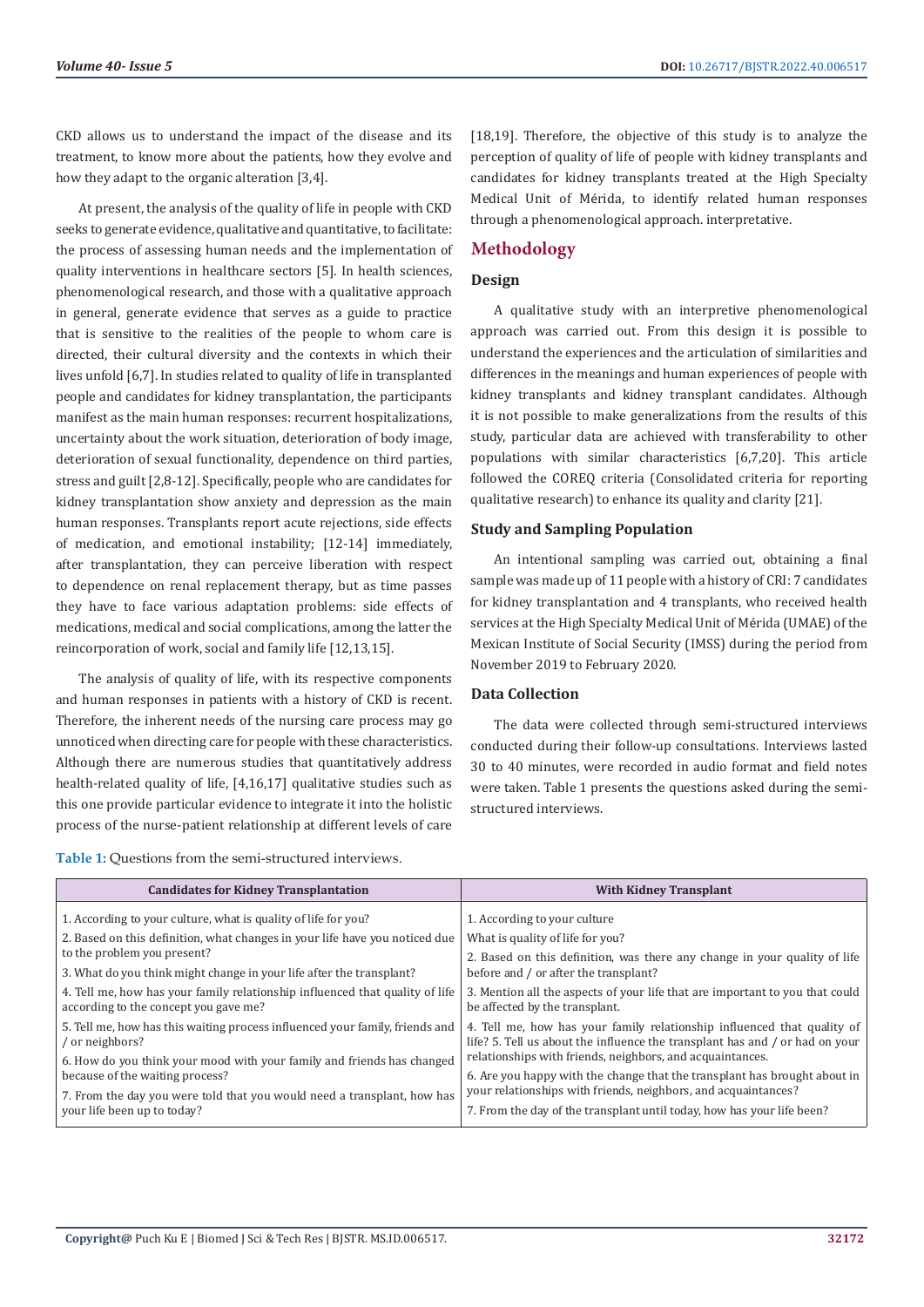CKD allows us to understand the impact of the disease and its treatment, to know more about the patients, how they evolve and how they adapt to the organic alteration [3,4].

At present, the analysis of the quality of life in people with CKD seeks to generate evidence, qualitative and quantitative, to facilitate: the process of assessing human needs and the implementation of quality interventions in healthcare sectors [5]. In health sciences, phenomenological research, and those with a qualitative approach in general, generate evidence that serves as a guide to practice that is sensitive to the realities of the people to whom care is directed, their cultural diversity and the contexts in which their lives unfold [6,7]. In studies related to quality of life in transplanted people and candidates for kidney transplantation, the participants manifest as the main human responses: recurrent hospitalizations, uncertainty about the work situation, deterioration of body image, deterioration of sexual functionality, dependence on third parties, stress and guilt [2,8-12]. Specifically, people who are candidates for kidney transplantation show anxiety and depression as the main human responses. Transplants report acute rejections, side effects of medication, and emotional instability; [12-14] immediately, after transplantation, they can perceive liberation with respect to dependence on renal replacement therapy, but as time passes they have to face various adaptation problems: side effects of medications, medical and social complications, among the latter the reincorporation of work, social and family life [12,13,15].

The analysis of quality of life, with its respective components and human responses in patients with a history of CKD is recent. Therefore, the inherent needs of the nursing care process may go unnoticed when directing care for people with these characteristics. Although there are numerous studies that quantitatively address health-related quality of life, [4,16,17] qualitative studies such as this one provide particular evidence to integrate it into the holistic process of the nurse-patient relationship at different levels of care [18,19]. Therefore, the objective of this study is to analyze the perception of quality of life of people with kidney transplants and candidates for kidney transplants treated at the High Specialty Medical Unit of Mérida, to identify related human responses through a phenomenological approach. interpretative.

## Methodology

### Design

A qualitative study with an interpretive phenomenological approach was carried out. From this design it is possible to understand the experiences and the articulation of similarities and differences in the meanings and human experiences of people with kidney transplants and kidney transplant candidates. Although it is not possible to make generalizations from the results of this study, particular data are achieved with transferability to other populations with similar characteristics [6,7,20]. This article followed the COREQ criteria (Consolidated criteria for reporting qualitative research) to enhance its quality and clarity [21].

### Study and Sampling Population

An intentional sampling was carried out, obtaining a final sample was made up of 11 people with a history of CRI: 7 candidates for kidney transplantation and 4 transplants, who received health services at the High Specialty Medical Unit of Mérida (UMAE) of the Mexican Institute of Social Security (IMSS) during the period from November 2019 to February 2020.

### Data Collection

The data were collected through semi-structured interviews conducted during their follow-up consultations. Interviews lasted 30 to 40 minutes, were recorded in audio format and field notes were taken. Table 1 presents the questions asked during the semi-structured interviews.

**Table 1:** Questions from the semi-structured interviews.

| Candidates for Kidney Transplantation | With Kidney Transplant |
|---|---|
| 1. According to your culture, what is quality of life for you?<br>2. Based on this definition, what changes in your life have you noticed due to the problem you present?<br>3. What do you think might change in your life after the transplant?<br>4. Tell me, how has your family relationship influenced that quality of life according to the concept you gave me?<br>5. Tell me, how has this waiting process influenced your family, friends and / or neighbors?<br>6. How do you think your mood with your family and friends has changed because of the waiting process?<br>7. From the day you were told that you would need a transplant, how has your life been up to today? | 1. According to your culture<br>What is quality of life for you?<br>2. Based on this definition, was there any change in your quality of life before and / or after the transplant?<br>3. Mention all the aspects of your life that are important to you that could be affected by the transplant.<br>4. Tell me, how has your family relationship influenced that quality of life? 5. Tell us about the influence the transplant has and / or had on your relationships with friends, neighbors, and acquaintances.<br>6. Are you happy with the change that the transplant has brought about in your relationships with friends, neighbors, and acquaintances?<br>7. From the day of the transplant until today, how has your life been? |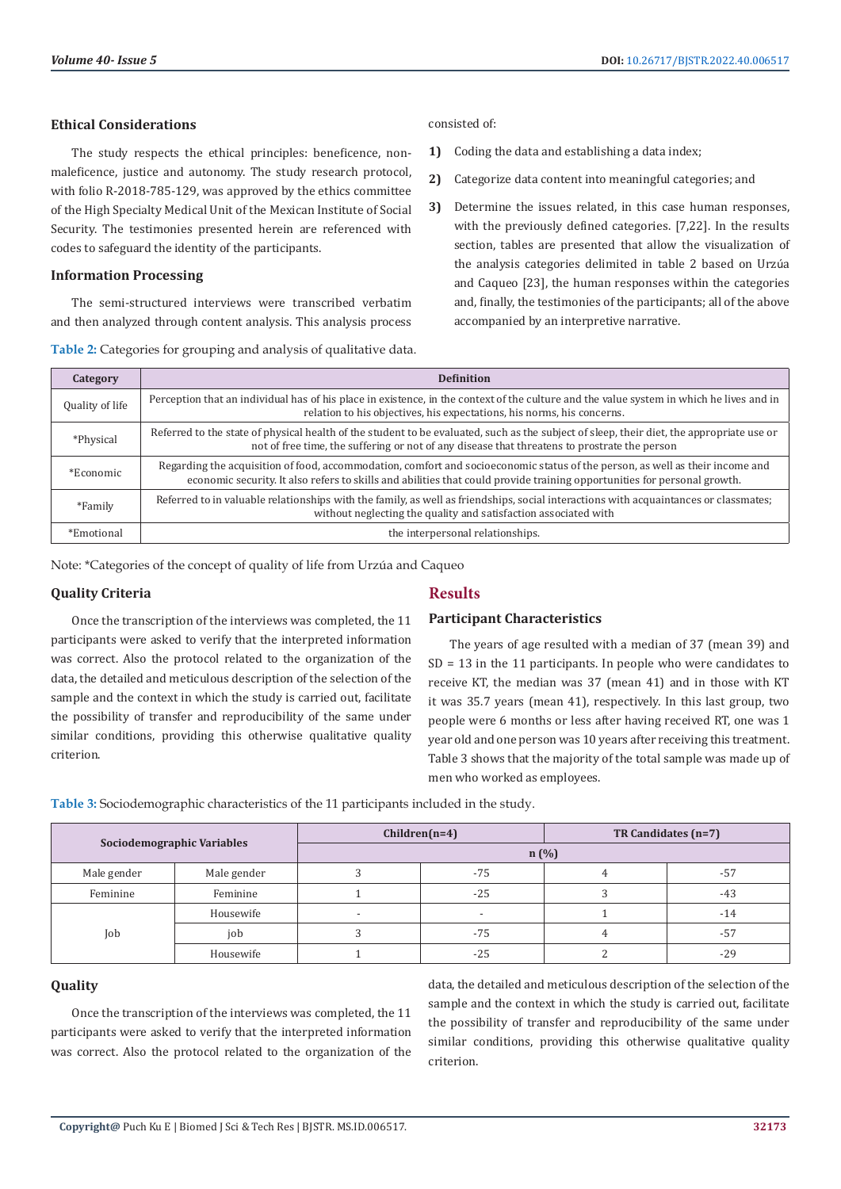### Ethical Considerations

The study respects the ethical principles: beneficence, non-maleficence, justice and autonomy. The study research protocol, with folio R-2018-785-129, was approved by the ethics committee of the High Specialty Medical Unit of the Mexican Institute of Social Security. The testimonies presented herein are referenced with codes to safeguard the identity of the participants.

### Information Processing

The semi-structured interviews were transcribed verbatim and then analyzed through content analysis. This analysis process consisted of:

1) Coding the data and establishing a data index;
2) Categorize data content into meaningful categories; and
3) Determine the issues related, in this case human responses, with the previously defined categories. [7,22]. In the results section, tables are presented that allow the visualization of the analysis categories delimited in table 2 based on Urzúa and Caqueo [23], the human responses within the categories and, finally, the testimonies of the participants; all of the above accompanied by an interpretive narrative.

**Table 2:** Categories for grouping and analysis of qualitative data.

| Category | Definition |
|---|---|
| Quality of life | Perception that an individual has of his place in existence, in the context of the culture and the value system in which he lives and in relation to his objectives, his expectations, his norms, his concerns. |
| *Physical | Referred to the state of physical health of the student to be evaluated, such as the subject of sleep, their diet, the appropriate use or not of free time, the suffering or not of any disease that threatens to prostrate the person |
| *Economic | Regarding the acquisition of food, accommodation, comfort and socioeconomic status of the person, as well as their income and economic security. It also refers to skills and abilities that could provide training opportunities for personal growth. |
| *Family | Referred to in valuable relationships with the family, as well as friendships, social interactions with acquaintances or classmates; without neglecting the quality and satisfaction associated with |
| *Emotional | the interpersonal relationships. |

Note: *Categories of the concept of quality of life from Urzúa and Caqueo

### Quality Criteria

Once the transcription of the interviews was completed, the 11 participants were asked to verify that the interpreted information was correct. Also the protocol related to the organization of the data, the detailed and meticulous description of the selection of the sample and the context in which the study is carried out, facilitate the possibility of transfer and reproducibility of the same under similar conditions, providing this otherwise qualitative quality criterion.

## Results

### Participant Characteristics

The years of age resulted with a median of 37 (mean 39) and SD = 13 in the 11 participants. In people who were candidates to receive KT, the median was 37 (mean 41) and in those with KT it was 35.7 years (mean 41), respectively. In this last group, two people were 6 months or less after having received RT, one was 1 year old and one person was 10 years after receiving this treatment. Table 3 shows that the majority of the total sample was made up of men who worked as employees.

**Table 3:** Sociodemographic characteristics of the 11 participants included in the study.

| Sociodemographic Variables | | Children(n=4) | | TR Candidates (n=7) | |
|---|---|---|---|---|---|
| | | n (%) | | | |
| Male gender | Male gender | 3 | -75 | 4 | -57 |
| Feminine | Feminine | 1 | -25 | 3 | -43 |
| Job | Housewife | - | - | 1 | -14 |
| | job | 3 | -75 | 4 | -57 |
| | Housewife | 1 | -25 | 2 | -29 |

### Quality

Once the transcription of the interviews was completed, the 11 participants were asked to verify that the interpreted information was correct. Also the protocol related to the organization of the data, the detailed and meticulous description of the selection of the sample and the context in which the study is carried out, facilitate the possibility of transfer and reproducibility of the same under similar conditions, providing this otherwise qualitative quality criterion.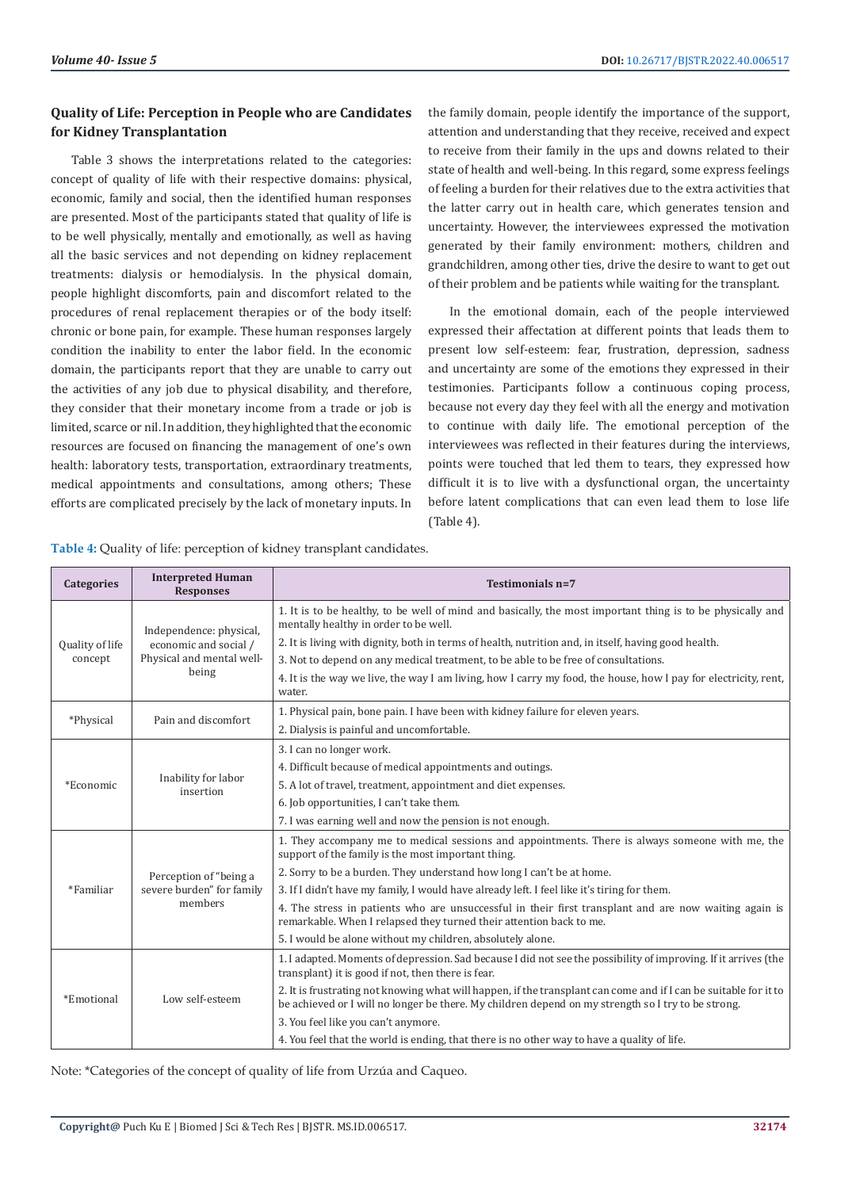## Quality of Life: Perception in People who are Candidates for Kidney Transplantation

Table 3 shows the interpretations related to the categories: concept of quality of life with their respective domains: physical, economic, family and social, then the identified human responses are presented. Most of the participants stated that quality of life is to be well physically, mentally and emotionally, as well as having all the basic services and not depending on kidney replacement treatments: dialysis or hemodialysis. In the physical domain, people highlight discomforts, pain and discomfort related to the procedures of renal replacement therapies or of the body itself: chronic or bone pain, for example. These human responses largely condition the inability to enter the labor field. In the economic domain, the participants report that they are unable to carry out the activities of any job due to physical disability, and therefore, they consider that their monetary income from a trade or job is limited, scarce or nil. In addition, they highlighted that the economic resources are focused on financing the management of one's own health: laboratory tests, transportation, extraordinary treatments, medical appointments and consultations, among others; These efforts are complicated precisely by the lack of monetary inputs. In the family domain, people identify the importance of the support, attention and understanding that they receive, received and expect to receive from their family in the ups and downs related to their state of health and well-being. In this regard, some express feelings of feeling a burden for their relatives due to the extra activities that the latter carry out in health care, which generates tension and uncertainty. However, the interviewees expressed the motivation generated by their family environment: mothers, children and grandchildren, among other ties, drive the desire to want to get out of their problem and be patients while waiting for the transplant.

In the emotional domain, each of the people interviewed expressed their affectation at different points that leads them to present low self-esteem: fear, frustration, depression, sadness and uncertainty are some of the emotions they expressed in their testimonies. Participants follow a continuous coping process, because not every day they feel with all the energy and motivation to continue with daily life. The emotional perception of the interviewees was reflected in their features during the interviews, points were touched that led them to tears, they expressed how difficult it is to live with a dysfunctional organ, the uncertainty before latent complications that can even lead them to lose life (Table 4).

**Table 4:** Quality of life: perception of kidney transplant candidates.

| Categories | Interpreted Human Responses | Testimonials n=7 |
|---|---|---|
| Quality of life concept | Independence: physical, economic and social / Physical and mental well-being | 1. It is to be healthy, to be well of mind and basically, the most important thing is to be physically and mentally healthy in order to be well. |
| | | 2. It is living with dignity, both in terms of health, nutrition and, in itself, having good health. |
| | | 3. Not to depend on any medical treatment, to be able to be free of consultations. |
| | | 4. It is the way we live, the way I am living, how I carry my food, the house, how I pay for electricity, rent, water. |
| *Physical | Pain and discomfort | 1. Physical pain, bone pain. I have been with kidney failure for eleven years. |
| | | 2. Dialysis is painful and uncomfortable. |
| *Economic | Inability for labor insertion | 3. I can no longer work. |
| | | 4. Difficult because of medical appointments and outings. |
| | | 5. A lot of travel, treatment, appointment and diet expenses. |
| | | 6. Job opportunities, I can't take them. |
| | | 7. I was earning well and now the pension is not enough. |
| *Familiar | Perception of "being a severe burden" for family members | 1. They accompany me to medical sessions and appointments. There is always someone with me, the support of the family is the most important thing. |
| | | 2. Sorry to be a burden. They understand how long I can't be at home. |
| | | 3. If I didn't have my family, I would have already left. I feel like it's tiring for them. |
| | | 4. The stress in patients who are unsuccessful in their first transplant and are now waiting again is remarkable. When I relapsed they turned their attention back to me. |
| | | 5. I would be alone without my children, absolutely alone. |
| *Emotional | Low self-esteem | 1. I adapted. Moments of depression. Sad because I did not see the possibility of improving. If it arrives (the transplant) it is good if not, then there is fear. |
| | | 2. It is frustrating not knowing what will happen, if the transplant can come and if I can be suitable for it to be achieved or I will no longer be there. My children depend on my strength so I try to be strong. |
| | | 3. You feel like you can't anymore. |
| | | 4. You feel that the world is ending, that there is no other way to have a quality of life. |

Note: *Categories of the concept of quality of life from Urzúa and Caqueo.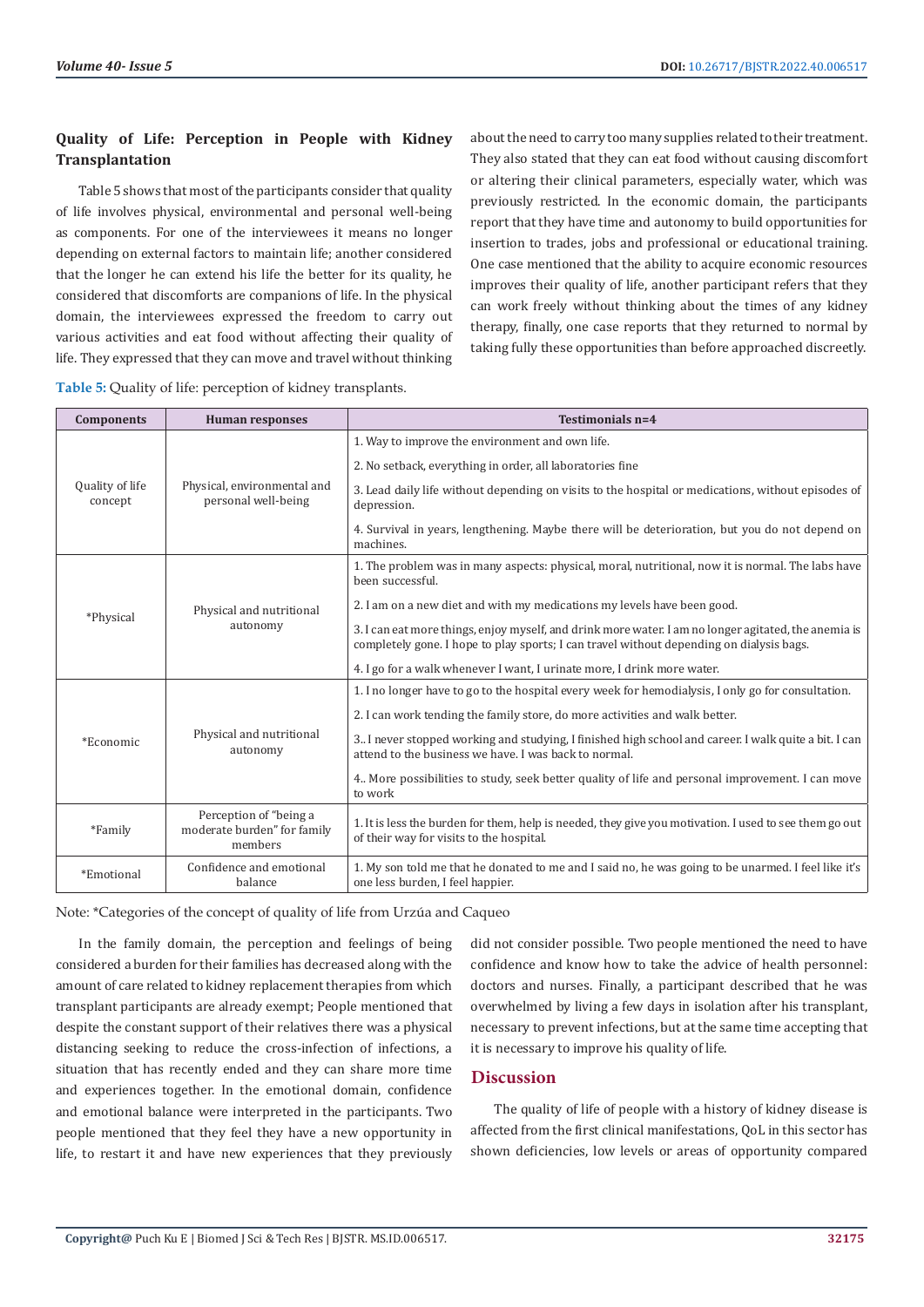### Quality of Life: Perception in People with Kidney Transplantation

Table 5 shows that most of the participants consider that quality of life involves physical, environmental and personal well-being as components. For one of the interviewees it means no longer depending on external factors to maintain life; another considered that the longer he can extend his life the better for its quality, he considered that discomforts are companions of life. In the physical domain, the interviewees expressed the freedom to carry out various activities and eat food without affecting their quality of life. They expressed that they can move and travel without thinking about the need to carry too many supplies related to their treatment. They also stated that they can eat food without causing discomfort or altering their clinical parameters, especially water, which was previously restricted. In the economic domain, the participants report that they have time and autonomy to build opportunities for insertion to trades, jobs and professional or educational training. One case mentioned that the ability to acquire economic resources improves their quality of life, another participant refers that they can work freely without thinking about the times of any kidney therapy, finally, one case reports that they returned to normal by taking fully these opportunities than before approached discreetly.

**Table 5:** Quality of life: perception of kidney transplants.

| Components | Human responses | Testimonials n=4 |
|---|---|---|
| Quality of life concept | Physical, environmental and personal well-being | 1. Way to improve the environment and own life. |
| | | 2. No setback, everything in order, all laboratories fine |
| | | 3. Lead daily life without depending on visits to the hospital or medications, without episodes of depression. |
| | | 4. Survival in years, lengthening. Maybe there will be deterioration, but you do not depend on machines. |
| *Physical | Physical and nutritional autonomy | 1. The problem was in many aspects: physical, moral, nutritional, now it is normal. The labs have been successful. |
| | | 2. I am on a new diet and with my medications my levels have been good. |
| | | 3. I can eat more things, enjoy myself, and drink more water. I am no longer agitated, the anemia is completely gone. I hope to play sports; I can travel without depending on dialysis bags. |
| | | 4. I go for a walk whenever I want, I urinate more, I drink more water. |
| *Economic | Physical and nutritional autonomy | 1. I no longer have to go to the hospital every week for hemodialysis, I only go for consultation. |
| | | 2. I can work tending the family store, do more activities and walk better. |
| | | 3.. I never stopped working and studying, I finished high school and career. I walk quite a bit. I can attend to the business we have. I was back to normal. |
| | | 4.. More possibilities to study, seek better quality of life and personal improvement. I can move to work |
| *Family | Perception of "being a moderate burden" for family members | 1. It is less the burden for them, help is needed, they give you motivation. I used to see them go out of their way for visits to the hospital. |
| *Emotional | Confidence and emotional balance | 1. My son told me that he donated to me and I said no, he was going to be unarmed. I feel like it's one less burden, I feel happier. |

Note: *Categories of the concept of quality of life from Urzúa and Caqueo

In the family domain, the perception and feelings of being considered a burden for their families has decreased along with the amount of care related to kidney replacement therapies from which transplant participants are already exempt; People mentioned that despite the constant support of their relatives there was a physical distancing seeking to reduce the cross-infection of infections, a situation that has recently ended and they can share more time and experiences together. In the emotional domain, confidence and emotional balance were interpreted in the participants. Two people mentioned that they feel they have a new opportunity in life, to restart it and have new experiences that they previously did not consider possible. Two people mentioned the need to have confidence and know how to take the advice of health personnel: doctors and nurses. Finally, a participant described that he was overwhelmed by living a few days in isolation after his transplant, necessary to prevent infections, but at the same time accepting that it is necessary to improve his quality of life.

## Discussion

The quality of life of people with a history of kidney disease is affected from the first clinical manifestations, QoL in this sector has shown deficiencies, low levels or areas of opportunity compared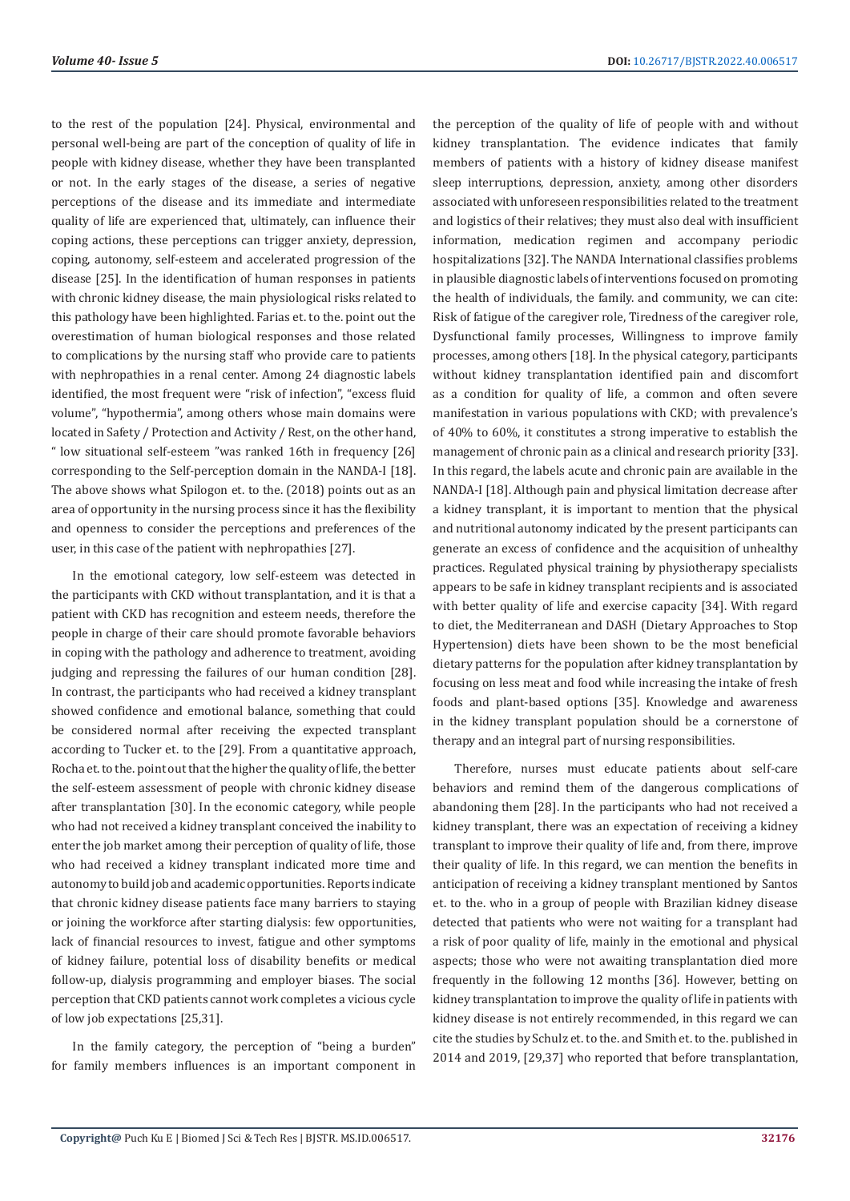to the rest of the population [24]. Physical, environmental and personal well-being are part of the conception of quality of life in people with kidney disease, whether they have been transplanted or not. In the early stages of the disease, a series of negative perceptions of the disease and its immediate and intermediate quality of life are experienced that, ultimately, can influence their coping actions, these perceptions can trigger anxiety, depression, coping, autonomy, self-esteem and accelerated progression of the disease [25]. In the identification of human responses in patients with chronic kidney disease, the main physiological risks related to this pathology have been highlighted. Farias et. to the. point out the overestimation of human biological responses and those related to complications by the nursing staff who provide care to patients with nephropathies in a renal center. Among 24 diagnostic labels identified, the most frequent were "risk of infection", "excess fluid volume", "hypothermia", among others whose main domains were located in Safety / Protection and Activity / Rest, on the other hand, " low situational self-esteem "was ranked 16th in frequency [26] corresponding to the Self-perception domain in the NANDA-I [18]. The above shows what Spilogon et. to the. (2018) points out as an area of opportunity in the nursing process since it has the flexibility and openness to consider the perceptions and preferences of the user, in this case of the patient with nephropathies [27].

In the emotional category, low self-esteem was detected in the participants with CKD without transplantation, and it is that a patient with CKD has recognition and esteem needs, therefore the people in charge of their care should promote favorable behaviors in coping with the pathology and adherence to treatment, avoiding judging and repressing the failures of our human condition [28]. In contrast, the participants who had received a kidney transplant showed confidence and emotional balance, something that could be considered normal after receiving the expected transplant according to Tucker et. to the [29]. From a quantitative approach, Rocha et. to the. point out that the higher the quality of life, the better the self-esteem assessment of people with chronic kidney disease after transplantation [30]. In the economic category, while people who had not received a kidney transplant conceived the inability to enter the job market among their perception of quality of life, those who had received a kidney transplant indicated more time and autonomy to build job and academic opportunities. Reports indicate that chronic kidney disease patients face many barriers to staying or joining the workforce after starting dialysis: few opportunities, lack of financial resources to invest, fatigue and other symptoms of kidney failure, potential loss of disability benefits or medical follow-up, dialysis programming and employer biases. The social perception that CKD patients cannot work completes a vicious cycle of low job expectations [25,31].

In the family category, the perception of "being a burden" for family members influences is an important component in the perception of the quality of life of people with and without kidney transplantation. The evidence indicates that family members of patients with a history of kidney disease manifest sleep interruptions, depression, anxiety, among other disorders associated with unforeseen responsibilities related to the treatment and logistics of their relatives; they must also deal with insufficient information, medication regimen and accompany periodic hospitalizations [32]. The NANDA International classifies problems in plausible diagnostic labels of interventions focused on promoting the health of individuals, the family. and community, we can cite: Risk of fatigue of the caregiver role, Tiredness of the caregiver role, Dysfunctional family processes, Willingness to improve family processes, among others [18]. In the physical category, participants without kidney transplantation identified pain and discomfort as a condition for quality of life, a common and often severe manifestation in various populations with CKD; with prevalence's of 40% to 60%, it constitutes a strong imperative to establish the management of chronic pain as a clinical and research priority [33]. In this regard, the labels acute and chronic pain are available in the NANDA-I [18]. Although pain and physical limitation decrease after a kidney transplant, it is important to mention that the physical and nutritional autonomy indicated by the present participants can generate an excess of confidence and the acquisition of unhealthy practices. Regulated physical training by physiotherapy specialists appears to be safe in kidney transplant recipients and is associated with better quality of life and exercise capacity [34]. With regard to diet, the Mediterranean and DASH (Dietary Approaches to Stop Hypertension) diets have been shown to be the most beneficial dietary patterns for the population after kidney transplantation by focusing on less meat and food while increasing the intake of fresh foods and plant-based options [35]. Knowledge and awareness in the kidney transplant population should be a cornerstone of therapy and an integral part of nursing responsibilities.

Therefore, nurses must educate patients about self-care behaviors and remind them of the dangerous complications of abandoning them [28]. In the participants who had not received a kidney transplant, there was an expectation of receiving a kidney transplant to improve their quality of life and, from there, improve their quality of life. In this regard, we can mention the benefits in anticipation of receiving a kidney transplant mentioned by Santos et. to the. who in a group of people with Brazilian kidney disease detected that patients who were not waiting for a transplant had a risk of poor quality of life, mainly in the emotional and physical aspects; those who were not awaiting transplantation died more frequently in the following 12 months [36]. However, betting on kidney transplantation to improve the quality of life in patients with kidney disease is not entirely recommended, in this regard we can cite the studies by Schulz et. to the. and Smith et. to the. published in 2014 and 2019, [29,37] who reported that before transplantation,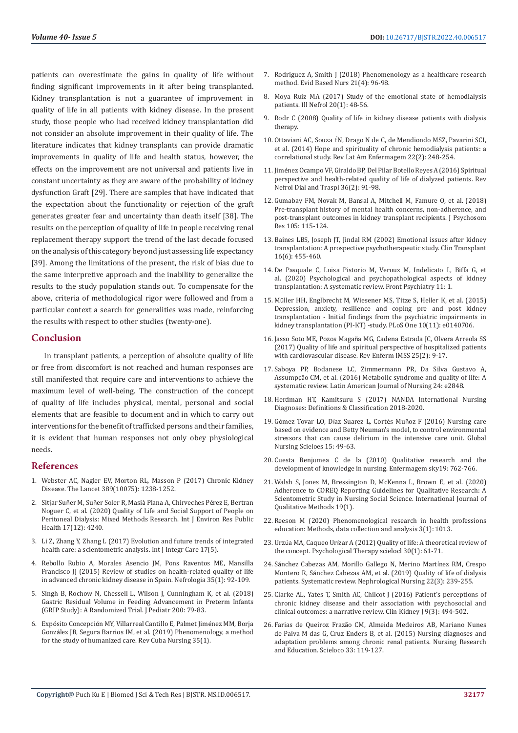patients can overestimate the gains in quality of life without finding significant improvements in it after being transplanted. Kidney transplantation is not a guarantee of improvement in quality of life in all patients with kidney disease. In the present study, those people who had received kidney transplantation did not consider an absolute improvement in their quality of life. The literature indicates that kidney transplants can provide dramatic improvements in quality of life and health status, however, the effects on the improvement are not universal and patients live in constant uncertainty as they are aware of the probability of kidney dysfunction Graft [29]. There are samples that have indicated that the expectation about the functionality or rejection of the graft generates greater fear and uncertainty than death itself [38]. The results on the perception of quality of life in people receiving renal replacement therapy support the trend of the last decade focused on the analysis of this category beyond just assessing life expectancy [39]. Among the limitations of the present, the risk of bias due to the same interpretive approach and the inability to generalize the results to the study population stands out. To compensate for the above, criteria of methodological rigor were followed and from a particular context a search for generalities was made, reinforcing the results with respect to other studies (twenty-one).

## Conclusion

In transplant patients, a perception of absolute quality of life or free from discomfort is not reached and human responses are still manifested that require care and interventions to achieve the maximum level of well-being. The construction of the concept of quality of life includes physical, mental, personal and social elements that are feasible to document and in which to carry out interventions for the benefit of trafficked persons and their families, it is evident that human responses not only obey physiological needs.

## References

1. Webster AC, Nagler EV, Morton RL, Masson P (2017) Chronic Kidney Disease. The Lancet 389(10075): 1238-1252.
2. Sitjar Suñer M, Suñer Soler R, Masià Plana A, Chirveches Pérez E, Bertran Noguer C, et al. (2020) Quality of Life and Social Support of People on Peritoneal Dialysis: Mixed Methods Research. Int J Environ Res Public Health 17(12): 4240.
3. Li Z, Zhang Y, Zhang L (2017) Evolution and future trends of integrated health care: a scientometric analysis. Int J Integr Care 17(5).
4. Rebollo Rubio A, Morales Asencio JM, Pons Raventos ME, Mansilla Francisco JJ (2015) Review of studies on health-related quality of life in advanced chronic kidney disease in Spain. Nefrologia 35(1): 92-109.
5. Singh B, Rochow N, Chessell L, Wilson J, Cunningham K, et al. (2018) Gastric Residual Volume in Feeding Advancement in Preterm Infants (GRIP Study): A Randomized Trial. J Pediatr 200: 79-83.
6. Expósito Concepción MY, Villarreal Cantillo E, Palmet Jiménez MM, Borja González JB, Segura Barrios IM, et al. (2019) Phenomenology, a method for the study of humanized care. Rev Cuba Nursing 35(1).
7. Rodriguez A, Smith J (2018) Phenomenology as a healthcare research method. Evid Based Nurs 21(4): 96-98.
8. Moya Ruiz MA (2017) Study of the emotional state of hemodialysis patients. Ill Nefrol 20(1): 48-56.
9. Rodr C (2008) Quality of life in kidney disease patients with dialysis therapy.
10. Ottaviani AC, Souza ÉN, Drago N de C, de Mendiondo MSZ, Pavarini SCI, et al. (2014) Hope and spirituality of chronic hemodialysis patients: a correlational study. Rev Lat Am Enfermagem 22(2): 248-254.
11. Jiménez Ocampo VF, Giraldo BP, Del Pilar Botello Reyes A (2016) Spiritual perspective and health-related quality of life of dialyzed patients. Rev Nefrol Dial and Traspl 36(2): 91-98.
12. Gumabay FM, Novak M, Bansal A, Mitchell M, Famure O, et al. (2018) Pre-transplant history of mental health concerns, non-adherence, and post-transplant outcomes in kidney transplant recipients. J Psychosom Res 105: 115-124.
13. Baines LBS, Joseph JT, Jindal RM (2002) Emotional issues after kidney transplantation: A prospective psychotherapeutic study. Clin Transplant 16(6): 455-460.
14. De Pasquale C, Luisa Pistorio M, Veroux M, Indelicato L, Biffa G, et al. (2020) Psychological and psychopathological aspects of kidney transplantation: A systematic review. Front Psychiatry 11: 1.
15. Müller HH, Englbrecht M, Wiesener MS, Titze S, Heller K, et al. (2015) Depression, anxiety, resilience and coping pre and post kidney transplantation - Initial findings from the psychiatric impairments in kidney transplantation (PI-KT) -study. PLoS One 10(11): e0140706.
16. Jasso Soto ME, Pozos Magaña MG, Cadena Estrada JC, Olvera Arreola SS (2017) Quality of life and spiritual perspective of hospitalized patients with cardiovascular disease. Rev Enferm IMSS 25(2): 9-17.
17. Saboya PP, Bodanese LC, Zimmermann PR, Da Silva Gustavo A, Assumpção CM, et al. (2016) Metabolic syndrome and quality of life: A systematic review. Latin American Journal of Nursing 24: e2848.
18. Herdman HT, Kamitsuru S (2017) NANDA International Nursing Diagnoses: Definitions & Classification 2018-2020.
19. Gómez Tovar LO, Díaz Suarez L, Cortés Muñoz F (2016) Nursing care based on evidence and Betty Neuman's model, to control environmental stressors that can cause delirium in the intensive care unit. Global Nursing Scieloes 15: 49-63.
20. Cuesta Benjumea C de la (2010) Qualitative research and the development of knowledge in nursing. Enfermagem sky19: 762-766.
21. Walsh S, Jones M, Bressington D, McKenna L, Brown E, et al. (2020) Adherence to COREQ Reporting Guidelines for Qualitative Research: A Scientometric Study in Nursing Social Science. International Journal of Qualitative Methods 19(1).
22. Reeson M (2020) Phenomenological research in health professions education: Methods, data collection and analysis 3(1): 1013.
23. Urzúa MA, Caqueo Urízar A (2012) Quality of life: A theoretical review of the concept. Psychological Therapy scielocl 30(1): 61-71.
24. Sánchez Cabezas AM, Morillo Gallego N, Merino Martínez RM, Crespo Montero R, Sánchez Cabezas AM, et al. (2019) Quality of life of dialysis patients. Systematic review. Nephrological Nursing 22(3): 239-255.
25. Clarke AL, Yates T, Smith AC, Chilcot J (2016) Patient's perceptions of chronic kidney disease and their association with psychosocial and clinical outcomes: a narrative review. Clin Kidney J 9(3): 494-502.
26. Farias de Queiroz Frazão CM, Almeida Medeiros AB, Mariano Nunes de Paiva M das G, Cruz Enders B, et al. (2015) Nursing diagnoses and adaptation problems among chronic renal patients. Nursing Research and Education. Scieloco 33: 119-127.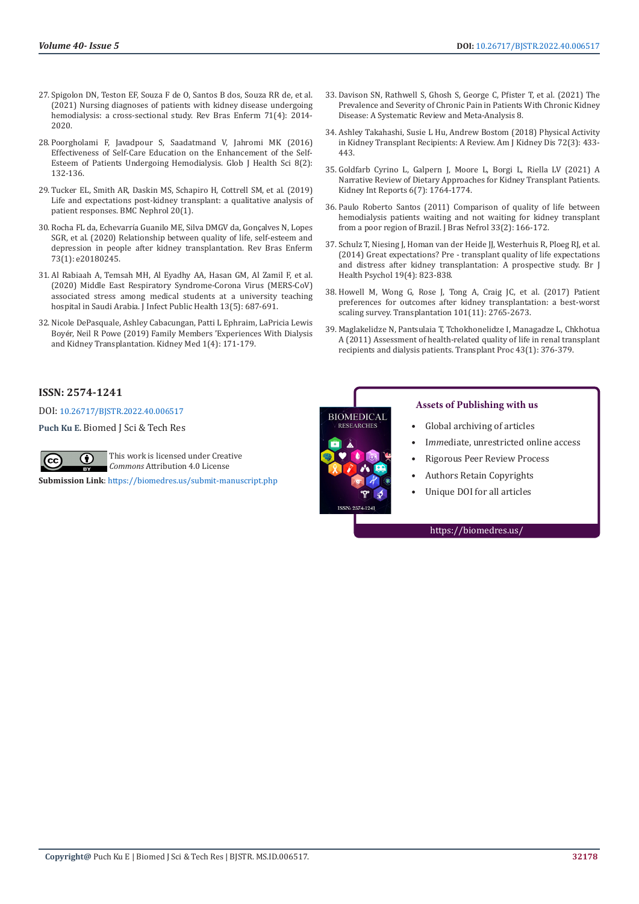27. Spigolon DN, Teston EF, Souza F de O, Santos B dos, Souza RR de, et al. (2021) Nursing diagnoses of patients with kidney disease undergoing hemodialysis: a cross-sectional study. Rev Bras Enferm 71(4): 2014-2020.
28. Poorgholami F, Javadpour S, Saadatmand V, Jahromi MK (2016) Effectiveness of Self-Care Education on the Enhancement of the Self-Esteem of Patients Undergoing Hemodialysis. Glob J Health Sci 8(2): 132-136.
29. Tucker EL, Smith AR, Daskin MS, Schapiro H, Cottrell SM, et al. (2019) Life and expectations post-kidney transplant: a qualitative analysis of patient responses. BMC Nephrol 20(1).
30. Rocha FL da, Echevarría Guanilo ME, Silva DMGV da, Gonçalves N, Lopes SGR, et al. (2020) Relationship between quality of life, self-esteem and depression in people after kidney transplantation. Rev Bras Enferm 73(1): e20180245.
31. Al Rabiaah A, Temsah MH, Al Eyadhy AA, Hasan GM, Al Zamil F, et al. (2020) Middle East Respiratory Syndrome-Corona Virus (MERS-CoV) associated stress among medical students at a university teaching hospital in Saudi Arabia. J Infect Public Health 13(5): 687-691.
32. Nicole DePasquale, Ashley Cabacungan, Patti L Ephraim, LaPricia Lewis Boyér, Neil R Powe (2019) Family Members 'Experiences With Dialysis and Kidney Transplantation. Kidney Med 1(4): 171-179.
33. Davison SN, Rathwell S, Ghosh S, George C, Pfister T, et al. (2021) The Prevalence and Severity of Chronic Pain in Patients With Chronic Kidney Disease: A Systematic Review and Meta-Analysis 8.
34. Ashley Takahashi, Susie L Hu, Andrew Bostom (2018) Physical Activity in Kidney Transplant Recipients: A Review. Am J Kidney Dis 72(3): 433-443.
35. Goldfarb Cyrino L, Galpern J, Moore L, Borgi L, Riella LV (2021) A Narrative Review of Dietary Approaches for Kidney Transplant Patients. Kidney Int Reports 6(7): 1764-1774.
36. Paulo Roberto Santos (2011) Comparison of quality of life between hemodialysis patients waiting and not waiting for kidney transplant from a poor region of Brazil. J Bras Nefrol 33(2): 166-172.
37. Schulz T, Niesing J, Homan van der Heide JJ, Westerhuis R, Ploeg RJ, et al. (2014) Great expectations? Pre - transplant quality of life expectations and distress after kidney transplantation: A prospective study. Br J Health Psychol 19(4): 823-838.
38. Howell M, Wong G, Rose J, Tong A, Craig JC, et al. (2017) Patient preferences for outcomes after kidney transplantation: a best-worst scaling survey. Transplantation 101(11): 2765-2673.
39. Maglakelidze N, Pantsulaia T, Tchokhonelidze I, Managadze L, Chkhotua A (2011) Assessment of health-related quality of life in renal transplant recipients and dialysis patients. Transplant Proc 43(1): 376-379.

**ISSN: 2574-1241**

DOI: 10.26717/BJSTR.2022.40.006517

**Puch Ku E.** Biomed J Sci & Tech Res

This work is licensed under Creative *Commons* Attribution 4.0 License

**Submission Link**: https://biomedres.us/submit-manuscript.php

**Assets of Publishing with us**

- Global archiving of articles
- Immediate, unrestricted online access
- Rigorous Peer Review Process
- Authors Retain Copyrights
- Unique DOI for all articles

https://biomedres.us/